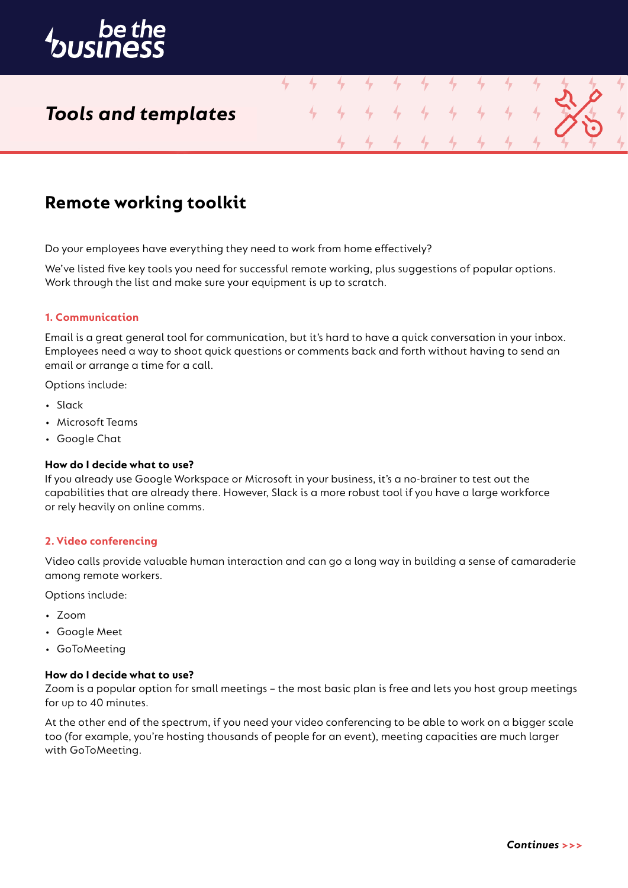be the business

*Tools and templates*

# Remote working toolkit

Do your employees have everything they need to work from home effectively?

We've listed five key tools you need for successful remote working, plus suggestions of popular options. Work through the list and make sure your equipment is up to scratch.

## 1. Communication

Email is a great general tool for communication, but it's hard to have a quick conversation in your inbox. Employees need a way to shoot quick questions or comments back and forth without having to send an email or arrange a time for a call.

Options include:

- Slack
- Microsoft Teams
- Google Chat

**How do I decide what to use?**
If you already use Google Workspace or Microsoft in your business, it's a no-brainer to test out the capabilities that are already there. However, Slack is a more robust tool if you have a large workforce or rely heavily on online comms.

## 2. Video conferencing

Video calls provide valuable human interaction and can go a long way in building a sense of camaraderie among remote workers.

Options include:

- Zoom
- Google Meet
- GoToMeeting

**How do I decide what to use?**
Zoom is a popular option for small meetings – the most basic plan is free and lets you host group meetings for up to 40 minutes.

At the other end of the spectrum, if you need your video conferencing to be able to work on a bigger scale too (for example, you're hosting thousands of people for an event), meeting capacities are much larger with GoToMeeting.

***Continues >>>***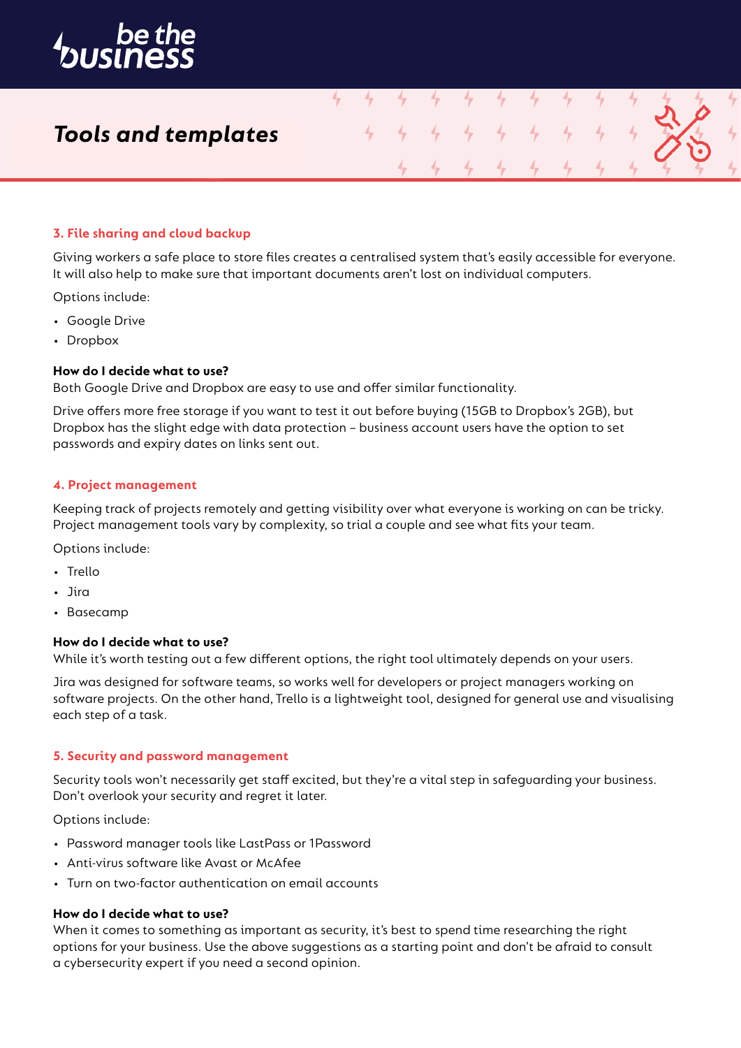## Tools and templates

### 3. File sharing and cloud backup

Giving workers a safe place to store files creates a centralised system that's easily accessible for everyone. It will also help to make sure that important documents aren't lost on individual computers.

Options include:

- Google Drive
- Dropbox

**How do I decide what to use?**
Both Google Drive and Dropbox are easy to use and offer similar functionality.

Drive offers more free storage if you want to test it out before buying (15GB to Dropbox's 2GB), but Dropbox has the slight edge with data protection – business account users have the option to set passwords and expiry dates on links sent out.

### 4. Project management

Keeping track of projects remotely and getting visibility over what everyone is working on can be tricky. Project management tools vary by complexity, so trial a couple and see what fits your team.

Options include:

- Trello
- Jira
- Basecamp

**How do I decide what to use?**
While it's worth testing out a few different options, the right tool ultimately depends on your users.

Jira was designed for software teams, so works well for developers or project managers working on software projects. On the other hand, Trello is a lightweight tool, designed for general use and visualising each step of a task.

### 5. Security and password management

Security tools won't necessarily get staff excited, but they're a vital step in safeguarding your business. Don't overlook your security and regret it later.

Options include:

- Password manager tools like LastPass or 1Password
- Anti-virus software like Avast or McAfee
- Turn on two-factor authentication on email accounts

**How do I decide what to use?**
When it comes to something as important as security, it's best to spend time researching the right options for your business. Use the above suggestions as a starting point and don't be afraid to consult a cybersecurity expert if you need a second opinion.